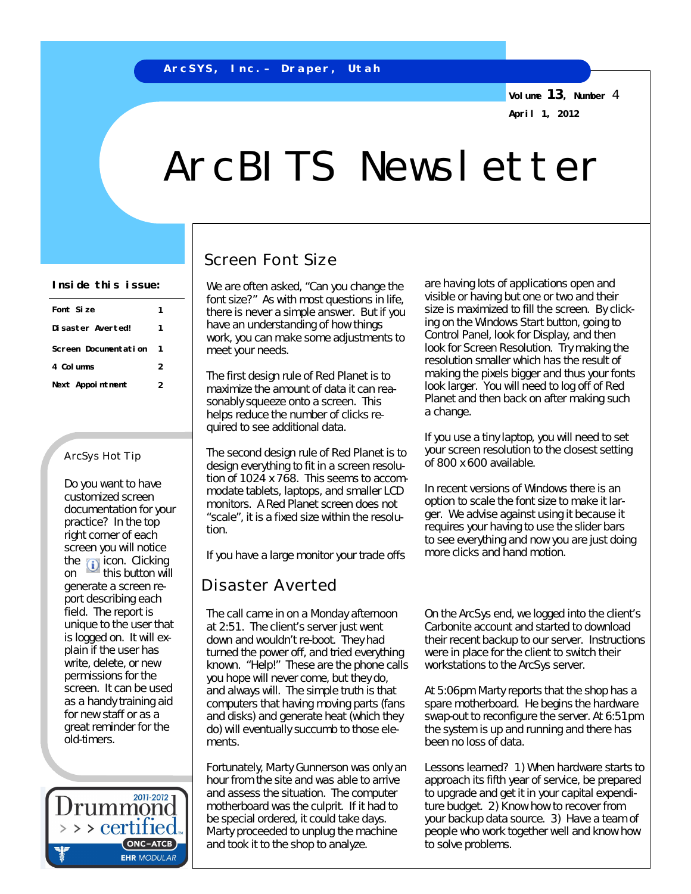ArcSYS, Inc.– Draper, Utah

Volume 13, Number 4

April 1, 2012

# ArcBITS Newsletter

**Inside this issue:**

| | |
|---|---|
| Font Size | 1 |
| Disaster Averted! | 1 |
| Screen Documentation | 1 |
| 4 Columns | 2 |
| Next Appointment | 2 |

### ArcSys Hot Tip

Do you want to have customized screen documentation for your practice? In the top right corner of each screen you will notice the icon. Clicking on this button will generate a screen report describing each field. The report is unique to the user that is logged on. It will explain if the user has write, delete, or new permissions for the screen. It can be used as a handy training aid for new staff or as a great reminder for the old-timers.

2011-2012 Drummond certified ONC-ATCB EHR MODULAR

## Screen Font Size

We are often asked, "Can you change the font size?" As with most questions in life, there is never a simple answer. But if you have an understanding of how things work, you can make some adjustments to meet your needs.

The first design rule of Red Planet is to maximize the amount of data it can reasonably squeeze onto a screen. This helps reduce the number of clicks required to see additional data.

The second design rule of Red Planet is to design everything to fit in a screen resolution of 1024 x 768. This seems to accommodate tablets, laptops, and smaller LCD monitors. A Red Planet screen does not "scale", it is a fixed size within the resolution.

If you have a large monitor your trade offs are having lots of applications open and visible or having but one or two and their size is maximized to fill the screen. By clicking on the Windows Start button, going to Control Panel, look for Display, and then look for Screen Resolution. Try making the resolution smaller which has the result of making the pixels bigger and thus your fonts look larger. You will need to log off of Red Planet and then back on after making such a change.

If you use a tiny laptop, you will need to set your screen resolution to the closest setting of 800 x 600 available.

In recent versions of Windows there is an option to scale the font size to make it larger. We advise against using it because it requires your having to use the slider bars to see everything and now you are just doing more clicks and hand motion.

## Disaster Averted

The call came in on a Monday afternoon at 2:51. The client's server just went down and wouldn't re-boot. They had turned the power off, and tried everything known. "Help!" These are the phone calls you hope will never come, but they do, and always will. The simple truth is that computers that having moving parts (fans and disks) and generate heat (which they do) will eventually succumb to those elements.

Fortunately, Marty Gunnerson was only an hour from the site and was able to arrive and assess the situation. The computer motherboard was the culprit. If it had to be special ordered, it could take days. Marty proceeded to unplug the machine and took it to the shop to analyze.

On the ArcSys end, we logged into the client's Carbonite account and started to download their recent backup to our server. Instructions were in place for the client to switch their workstations to the ArcSys server.

At 5:06pm Marty reports that the shop has a spare motherboard. He begins the hardware swap-out to reconfigure the server. At 6:51pm the system is up and running and there has been no loss of data.

Lessons learned? 1) When hardware starts to approach its fifth year of service, be prepared to upgrade and get it in your capital expenditure budget. 2) Know how to recover from your backup data source. 3) Have a team of people who work together well and know how to solve problems.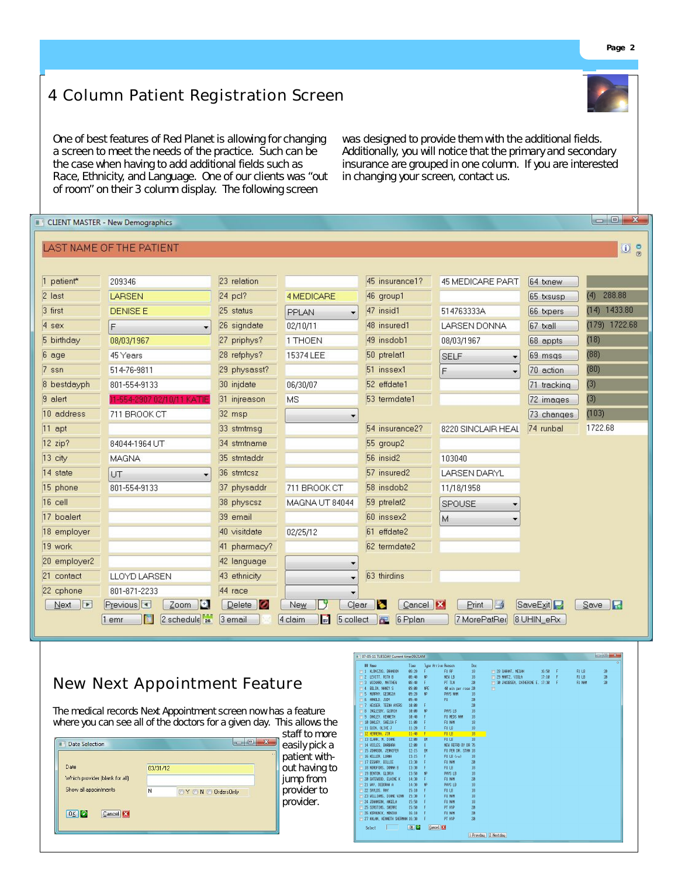# 4 Column Patient Registration Screen

One of best features of Red Planet is allowing for changing a screen to meet the needs of the practice. Such can be the case when having to add additional fields such as Race, Ethnicity, and Language. One of our clients was "out of room" on their 3 column display. The following screen was designed to provide them with the additional fields. Additionally, you will notice that the primary and secondary insurance are grouped in one column. If you are interested in changing your screen, contact us.

CLIENT MASTER - New Demographics

LAST NAME OF THE PATIENT

| | | | | | | | |
|---|---|---|---|---|---|---|---|
| 1 patient* | 209346 | 23 relation | | 45 insurance1? | 45 MEDICARE PART | 64 txnew | |
| 2 last | LARSEN | 24 pcl? | 4 MEDICARE | 46 group1 | | 65 txsusp | (4) 288.88 |
| 3 first | DENISE E | 25 status | PPLAN | 47 insid1 | 514763333A | 66 txpers | (14) 1433.80 |
| 4 sex | F | 26 signdate | 02/10/11 | 48 insured1 | LARSEN DONNA | 67 txall | (179) 1722.68 |
| 5 birthday | 08/03/1967 | 27 priphys? | 1 THOEN | 49 insdob1 | 08/03/1967 | 68 appts | (18) |
| 6 age | 45 Years | 28 refphys? | 15374 LEE | 50 ptrelat1 | SELF | 69 msgs | (88) |
| 7 ssn | 514-76-9811 | 29 physasst? | | 51 inssex1 | F | 70 action | (80) |
| 8 bestdayph | 801-554-9133 | 30 injdate | 06/30/07 | 52 effdate1 | | 71 tracking | (3) |
| 9 alert | 11-554-2907 02/10/11 KATIE | 31 injreason | MS | 53 termdate1 | | 72 images | (3) |
| 10 address | 711 BROOK CT | 32 msp | | | | 73 changes | (103) |
| 11 apt | | 33 stmtmsg | | 54 insurance2? | 8220 SINCLAIR HEAL | 74 runbal | 1722.68 |
| 12 zip? | 84044-1964 UT | 34 stmtname | | 55 group2 | | | |
| 13 city | MAGNA | 35 stmtaddr | | 56 insid2 | 103040 | | |
| 14 state | UT | 36 stmtcsz | | 57 insured2 | LARSEN DARYL | | |
| 15 phone | 801-554-9133 | 37 physaddr | 711 BROOK CT | 58 insdob2 | 11/18/1958 | | |
| 16 cell | | 38 physcsz | MAGNA UT 84044 | 59 ptrelat2 | SPOUSE | | |
| 17 boalert | | 39 email | | 60 inssex2 | M | | |
| 18 employer | | 40 visitdate | 02/25/12 | 61 effdate2 | | | |
| 19 work | | 41 pharmacy? | | 62 termdate2 | | | |
| 20 employer2 | | 42 language | | | | | |
| 21 contact | LLOYD LARSEN | 43 ethnicity | | 63 thirdins | | | |
| 22 cphone | 801-871-2233 | 44 race | | | | | |

Next | Previous | Zoom | Delete | New | Clear | Cancel | Print | SaveExit | Save

1 emr | 2 schedule | 3 email | 4 claim | 5 collect | 6 Pplan | 7 MorePatRec | 8 UHIN_eRx

## New Next Appointment Feature

The medical records Next Appointment screen now has a feature where you can see all of the doctors for a given day. This allows the staff to more easily pick a patient without having to jump from provider to provider.

Date Selection

Date 03/31/12

Which provider (blank for all)

Show all appointments N Y N OrdersOnly

OK Cancel